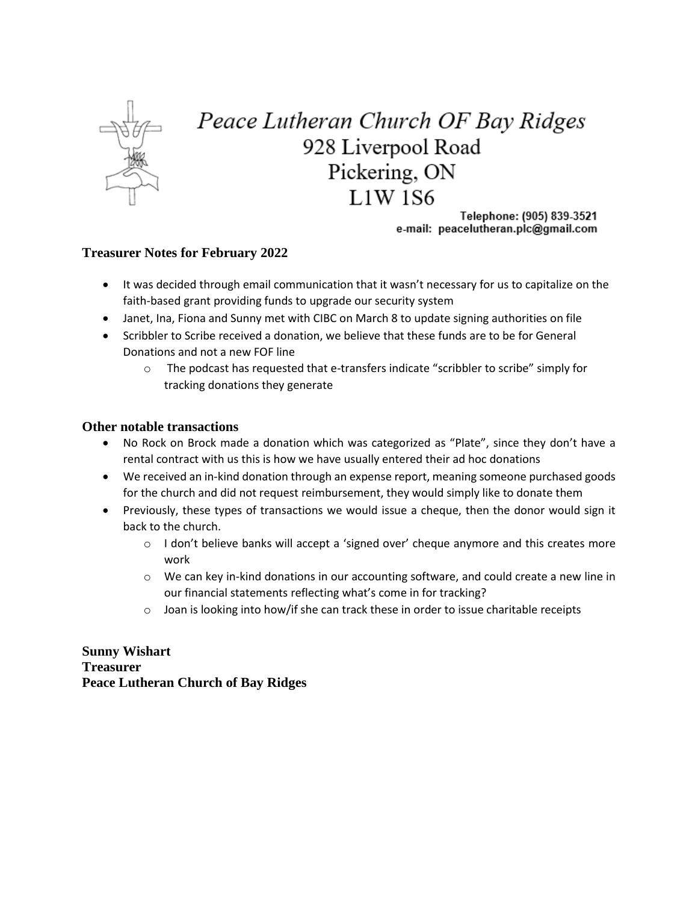# Peace Lutheran Church OF Bay Ridges

928 Liverpool Road
Pickering, ON
L1W 1S6

Telephone: (905) 839-3521
e-mail: peacelutheran.plc@gmail.com

## Treasurer Notes for February 2022

- It was decided through email communication that it wasn't necessary for us to capitalize on the faith-based grant providing funds to upgrade our security system
- Janet, Ina, Fiona and Sunny met with CIBC on March 8 to update signing authorities on file
- Scribbler to Scribe received a donation, we believe that these funds are to be for General Donations and not a new FOF line
  - The podcast has requested that e-transfers indicate "scribbler to scribe" simply for tracking donations they generate

## Other notable transactions

- No Rock on Brock made a donation which was categorized as "Plate", since they don't have a rental contract with us this is how we have usually entered their ad hoc donations
- We received an in-kind donation through an expense report, meaning someone purchased goods for the church and did not request reimbursement, they would simply like to donate them
- Previously, these types of transactions we would issue a cheque, then the donor would sign it back to the church.
  - I don't believe banks will accept a 'signed over' cheque anymore and this creates more work
  - We can key in-kind donations in our accounting software, and could create a new line in our financial statements reflecting what's come in for tracking?
  - Joan is looking into how/if she can track these in order to issue charitable receipts

**Sunny Wishart**
**Treasurer**
**Peace Lutheran Church of Bay Ridges**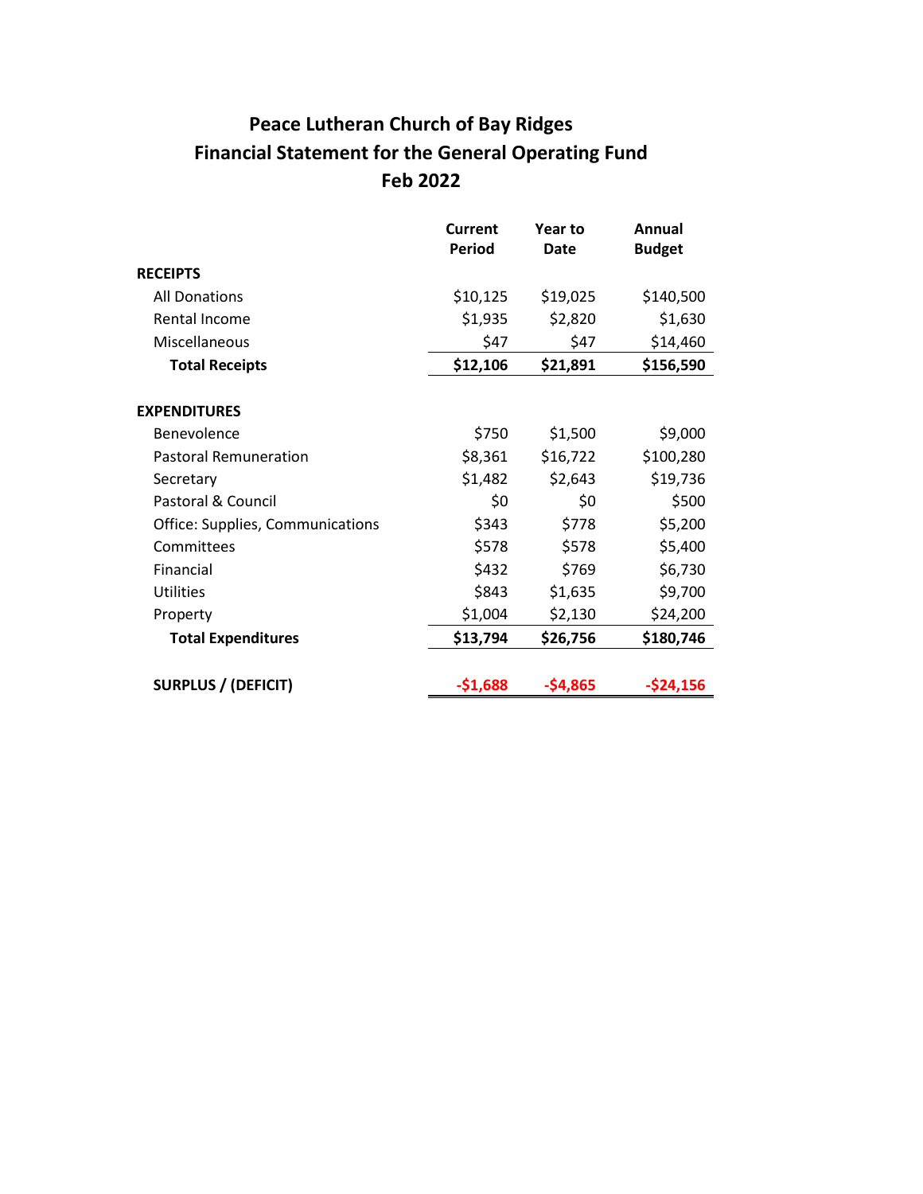# Peace Lutheran Church of Bay Ridges
## Financial Statement for the General Operating Fund
## Feb 2022

| | Current Period | Year to Date | Annual Budget |
|---|---|---|---|
| **RECEIPTS** | | | |
| All Donations | $10,125 | $19,025 | $140,500 |
| Rental Income | $1,935 | $2,820 | $1,630 |
| Miscellaneous | $47 | $47 | $14,460 |
| **Total Receipts** | **$12,106** | **$21,891** | **$156,590** |
| | | | |
| **EXPENDITURES** | | | |
| Benevolence | $750 | $1,500 | $9,000 |
| Pastoral Remuneration | $8,361 | $16,722 | $100,280 |
| Secretary | $1,482 | $2,643 | $19,736 |
| Pastoral & Council | $0 | $0 | $500 |
| Office: Supplies, Communications | $343 | $778 | $5,200 |
| Committees | $578 | $578 | $5,400 |
| Financial | $432 | $769 | $6,730 |
| Utilities | $843 | $1,635 | $9,700 |
| Property | $1,004 | $2,130 | $24,200 |
| **Total Expenditures** | **$13,794** | **$26,756** | **$180,746** |
| | | | |
| **SURPLUS / (DEFICIT)** | **-$1,688** | **-$4,865** | **-$24,156** |